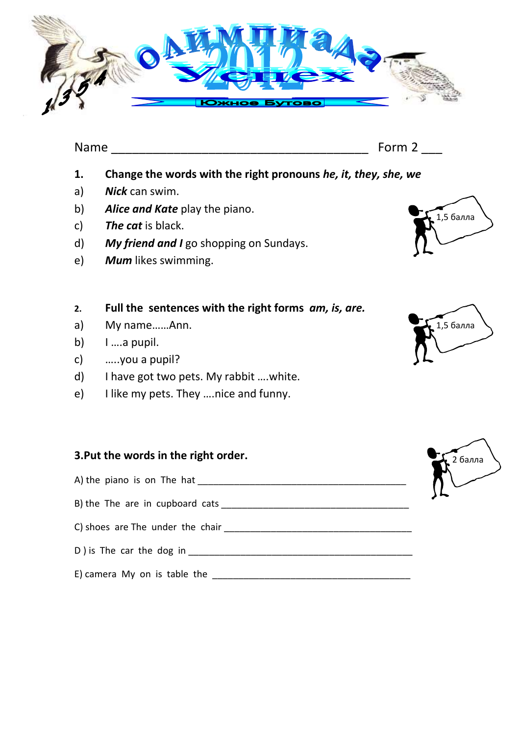# Олимпиада 2012 Успех

1354 Южное Бутово

Name ________________________________________ Form 2 ___

**1. Change the words with the right pronouns *he, it, they, she, we***

1,5 балла

a) ***Nick*** can swim.

b) ***Alice and Kate*** play the piano.

c) ***The cat*** is black.

d) ***My friend and I*** go shopping on Sundays.

e) ***Mum*** likes swimming.

**2. Full the sentences with the right forms *am, is, are.***

1,5 балла

a) My name……Ann.

b) I ….a pupil.

c) …..you a pupil?

d) I have got two pets. My rabbit ….white.

e) I like my pets. They ….nice and funny.

**3.Put the words in the right order.**

2 балла

A) the piano is on The hat ________________________________________

B) the The are in cupboard cats ____________________________________

C) shoes are The under the chair ___________________________________

D ) is The car the dog in __________________________________________

E) camera My on is table the ______________________________________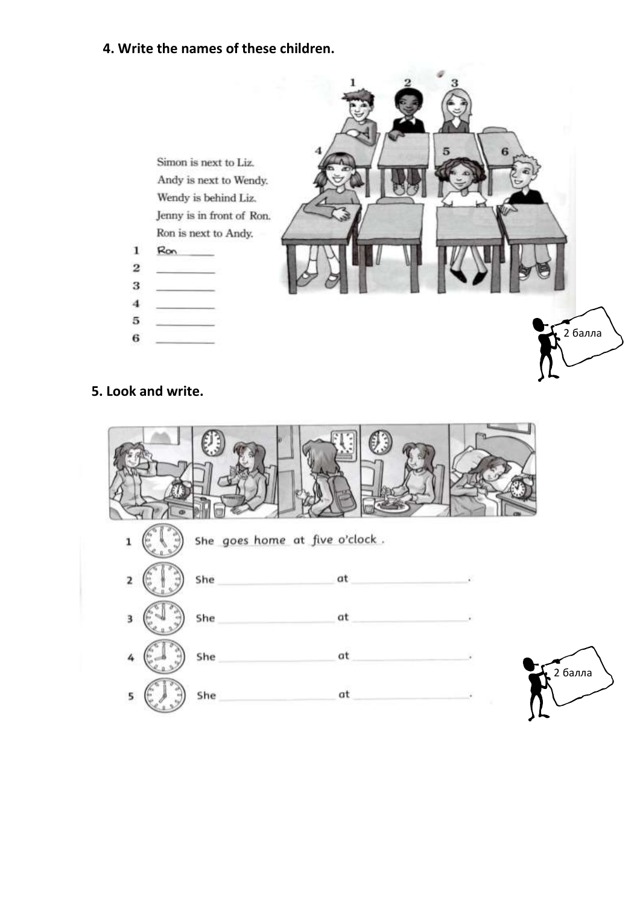**4. Write the names of these children.**

Simon is next to Liz.
Andy is next to Wendy.
Wendy is behind Liz.
Jenny is in front of Ron.
Ron is next to Andy.

1 Ron
2 ___________
3 ___________
4 ___________
5 ___________
6 ___________

2 балла

**5. Look and write.**

1 She goes home at five o'clock .
2 She ___________ at ___________ .
3 She ___________ at ___________ .
4 She ___________ at ___________ .
5 She ___________ at ___________ .

2 балла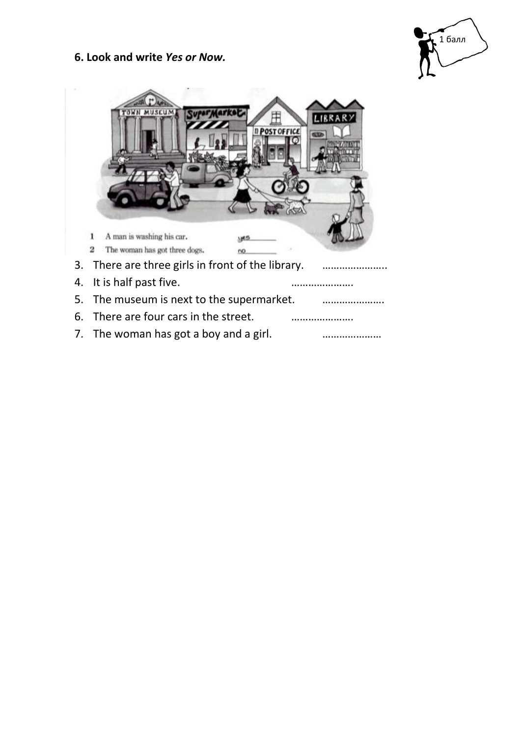1 балл

**6. Look and write *Yes or Now.***

1 A man is washing his car. yes

2 The woman has got three dogs. no

3. There are three girls in front of the library. …………………..
4. It is half past five. ………………….
5. The museum is next to the supermarket. ………………….
6. There are four cars in the street. ………………….
7. The woman has got a boy and a girl. …………………